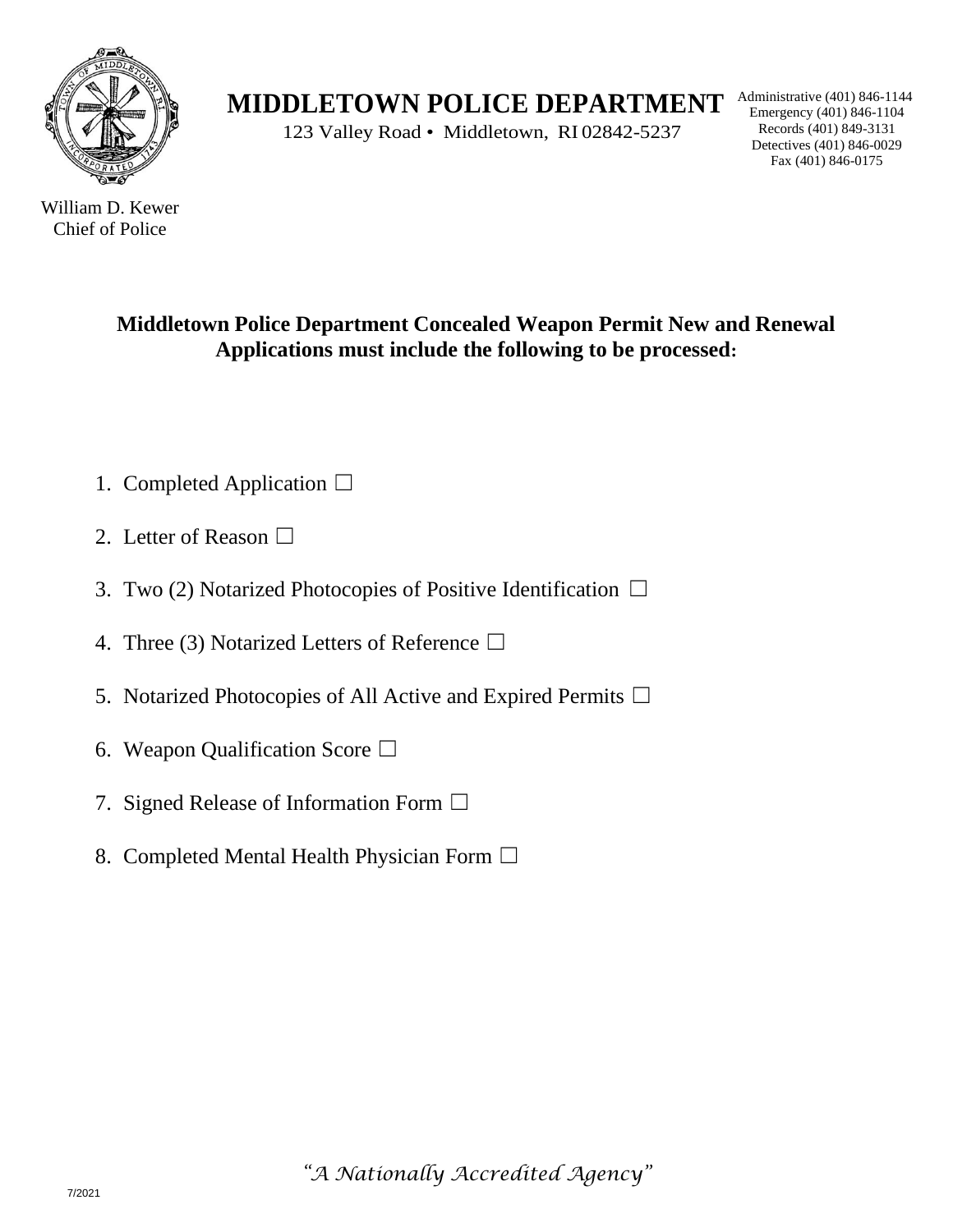# MIDDLETOWN POLICE DEPARTMENT

123 Valley Road • Middletown, RI 02842-5237

Administrative (401) 846-1144
Emergency (401) 846-1104
Records (401) 849-3131
Detectives (401) 846-0029
Fax (401) 846-0175

William D. Kewer
Chief of Police

**Middletown Police Department Concealed Weapon Permit New and Renewal Applications must include the following to be processed:**

1. Completed Application ☐
2. Letter of Reason ☐
3. Two (2) Notarized Photocopies of Positive Identification ☐
4. Three (3) Notarized Letters of Reference ☐
5. Notarized Photocopies of All Active and Expired Permits ☐
6. Weapon Qualification Score ☐
7. Signed Release of Information Form ☐
8. Completed Mental Health Physician Form ☐

*"A Nationally Accredited Agency"*

7/2021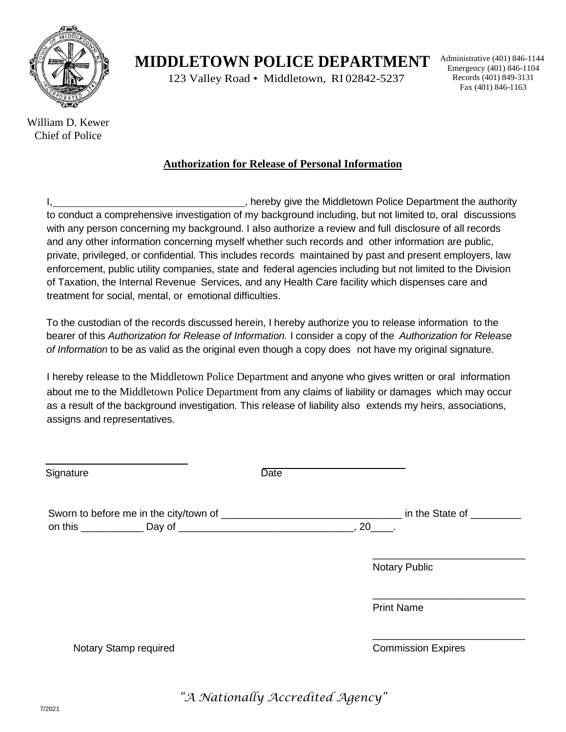# MIDDLETOWN POLICE DEPARTMENT

123 Valley Road • Middletown, RI 02842-5237

Administrative (401) 846-1144
Emergency (401) 846-1104
Records (401) 849-3131
Fax (401) 846-1163

William D. Kewer
Chief of Police

## Authorization for Release of Personal Information

I,___________________________________, hereby give the Middletown Police Department the authority to conduct a comprehensive investigation of my background including, but not limited to, oral discussions with any person concerning my background. I also authorize a review and full disclosure of all records and any other information concerning myself whether such records and other information are public, private, privileged, or confidential. This includes records maintained by past and present employers, law enforcement, public utility companies, state and federal agencies including but not limited to the Division of Taxation, the Internal Revenue Services, and any Health Care facility which dispenses care and treatment for social, mental, or emotional difficulties.

To the custodian of the records discussed herein, I hereby authorize you to release information to the bearer of this *Authorization for Release of Information.* I consider a copy of the *Authorization for Release of Information* to be as valid as the original even though a copy does not have my original signature.

I hereby release to the Middletown Police Department and anyone who gives written or oral information about me to the Middletown Police Department from any claims of liability or damages which may occur as a result of the background investigation. This release of liability also extends my heirs, associations, assigns and representatives.

__________________________ __________________________
Signature Date

Sworn to before me in the city/town of _______________________________ in the State of _________
on this ___________ Day of ______________________________, 20____.

___________________________
Notary Public

___________________________
Print Name

___________________________
Notary Stamp required Commission Expires

*"A Nationally Accredited Agency"*

7/2021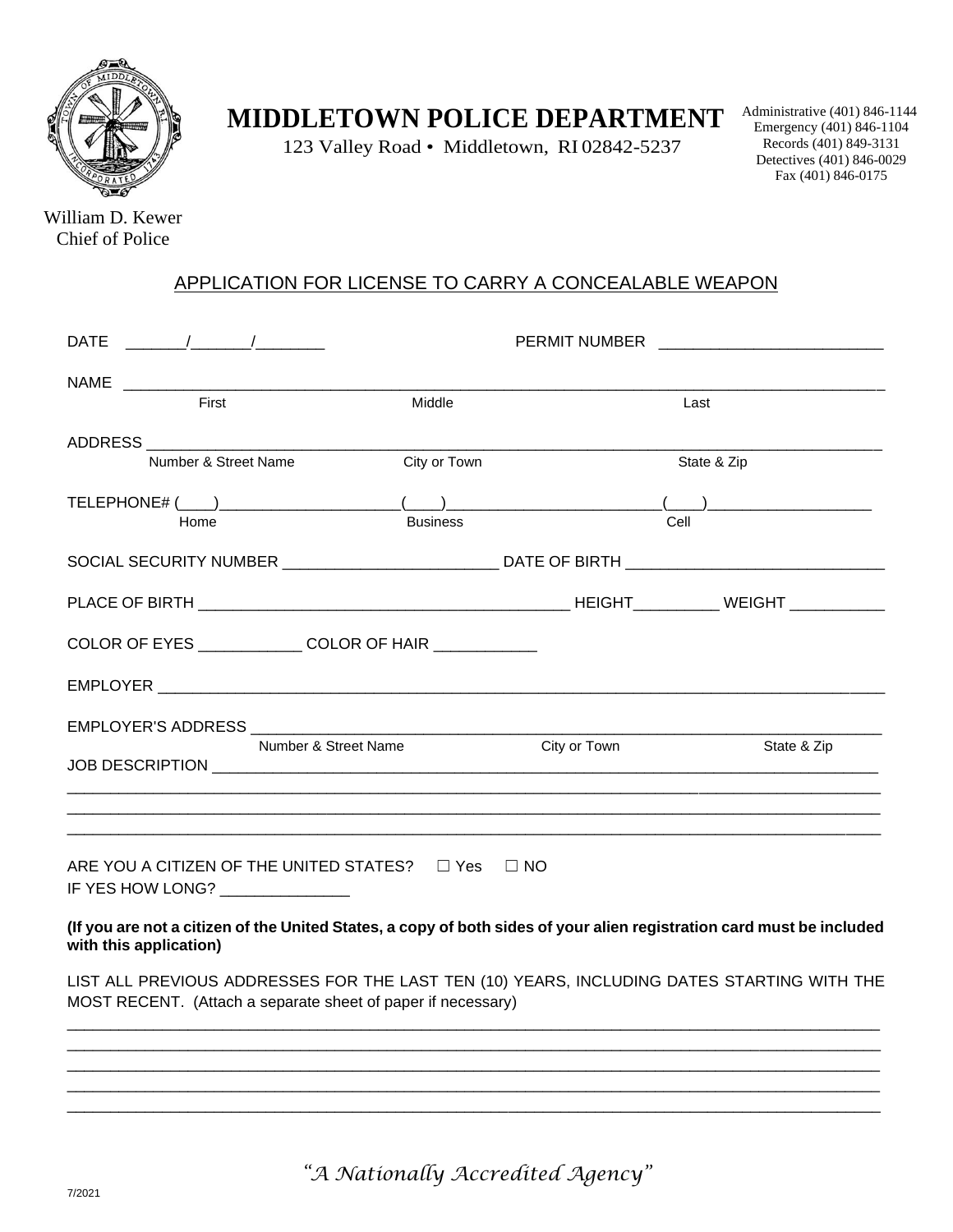# MIDDLETOWN POLICE DEPARTMENT

123 Valley Road • Middletown, RI 02842-5237

Administrative (401) 846-1144
Emergency (401) 846-1104
Records (401) 849-3131
Detectives (401) 846-0029
Fax (401) 846-0175

William D. Kewer
Chief of Police

## APPLICATION FOR LICENSE TO CARRY A CONCEALABLE WEAPON

DATE _______/_______/________ PERMIT NUMBER __________________________

NAME ____________________________________________________________________________
First Middle Last

ADDRESS _________________________________________________________________________
Number & Street Name City or Town State & Zip

TELEPHONE# (____)____________________(____)________________________(____)___________________
Home Business Cell

SOCIAL SECURITY NUMBER ________________________ DATE OF BIRTH _____________________________

PLACE OF BIRTH _________________________________________ HEIGHT_________ WEIGHT ___________

COLOR OF EYES ____________ COLOR OF HAIR ____________

EMPLOYER ________________________________________________________________________

EMPLOYER'S ADDRESS ______________________________________________________________
Number & Street Name City or Town State & Zip

JOB DESCRIPTION _________________________________________________________________

_________________________________________________________________________________

_________________________________________________________________________________

_________________________________________________________________________________

ARE YOU A CITIZEN OF THE UNITED STATES? ☐ Yes ☐ NO

IF YES HOW LONG? _______________

**(If you are not a citizen of the United States, a copy of both sides of your alien registration card must be included with this application)**

LIST ALL PREVIOUS ADDRESSES FOR THE LAST TEN (10) YEARS, INCLUDING DATES STARTING WITH THE MOST RECENT. (Attach a separate sheet of paper if necessary)

_________________________________________________________________________________

_________________________________________________________________________________

_________________________________________________________________________________

_________________________________________________________________________________

_________________________________________________________________________________

*"A Nationally Accredited Agency"*

7/2021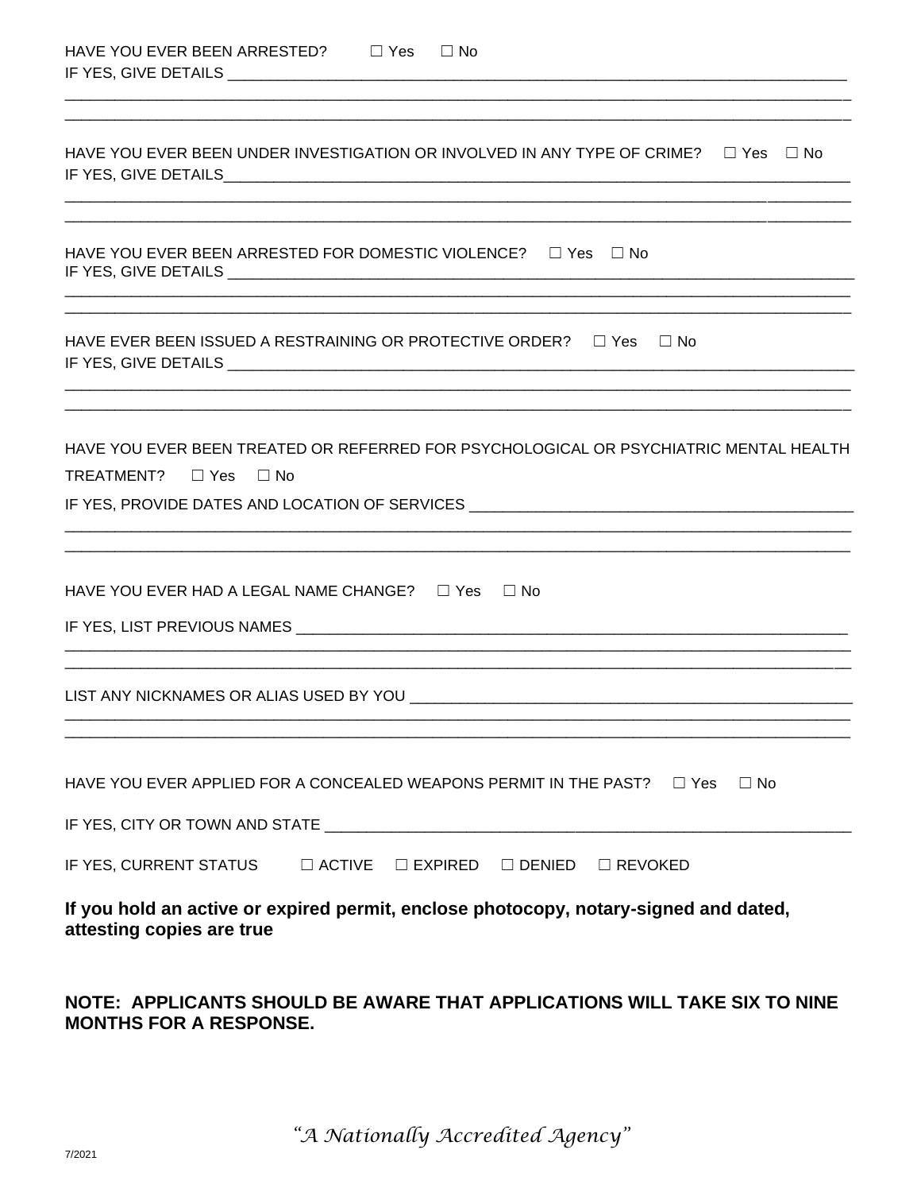HAVE YOU EVER BEEN ARRESTED? ☐ Yes ☐ No

IF YES, GIVE DETAILS ____________________________________________________________________________

____________________________________________________________________________________________

____________________________________________________________________________________________

HAVE YOU EVER BEEN UNDER INVESTIGATION OR INVOLVED IN ANY TYPE OF CRIME? ☐ Yes ☐ No

IF YES, GIVE DETAILS____________________________________________________________________________

____________________________________________________________________________________________

____________________________________________________________________________________________

HAVE YOU EVER BEEN ARRESTED FOR DOMESTIC VIOLENCE? ☐ Yes ☐ No

IF YES, GIVE DETAILS ____________________________________________________________________________

____________________________________________________________________________________________

____________________________________________________________________________________________

HAVE EVER BEEN ISSUED A RESTRAINING OR PROTECTIVE ORDER? ☐ Yes ☐ No

IF YES, GIVE DETAILS ____________________________________________________________________________

____________________________________________________________________________________________

____________________________________________________________________________________________

HAVE YOU EVER BEEN TREATED OR REFERRED FOR PSYCHOLOGICAL OR PSYCHIATRIC MENTAL HEALTH TREATMENT? ☐ Yes ☐ No

IF YES, PROVIDE DATES AND LOCATION OF SERVICES _____________________________________________

____________________________________________________________________________________________

____________________________________________________________________________________________

HAVE YOU EVER HAD A LEGAL NAME CHANGE? ☐ Yes ☐ No

IF YES, LIST PREVIOUS NAMES ______________________________________________________________________

____________________________________________________________________________________________

____________________________________________________________________________________________

LIST ANY NICKNAMES OR ALIAS USED BY YOU ____________________________________________________

____________________________________________________________________________________________

____________________________________________________________________________________________

HAVE YOU EVER APPLIED FOR A CONCEALED WEAPONS PERMIT IN THE PAST? ☐ Yes ☐ No

IF YES, CITY OR TOWN AND STATE ___________________________________________________________________

IF YES, CURRENT STATUS ☐ ACTIVE ☐ EXPIRED ☐ DENIED ☐ REVOKED

**If you hold an active or expired permit, enclose photocopy, notary-signed and dated, attesting copies are true**

**NOTE: APPLICANTS SHOULD BE AWARE THAT APPLICATIONS WILL TAKE SIX TO NINE MONTHS FOR A RESPONSE.**

*"A Nationally Accredited Agency"*

7/2021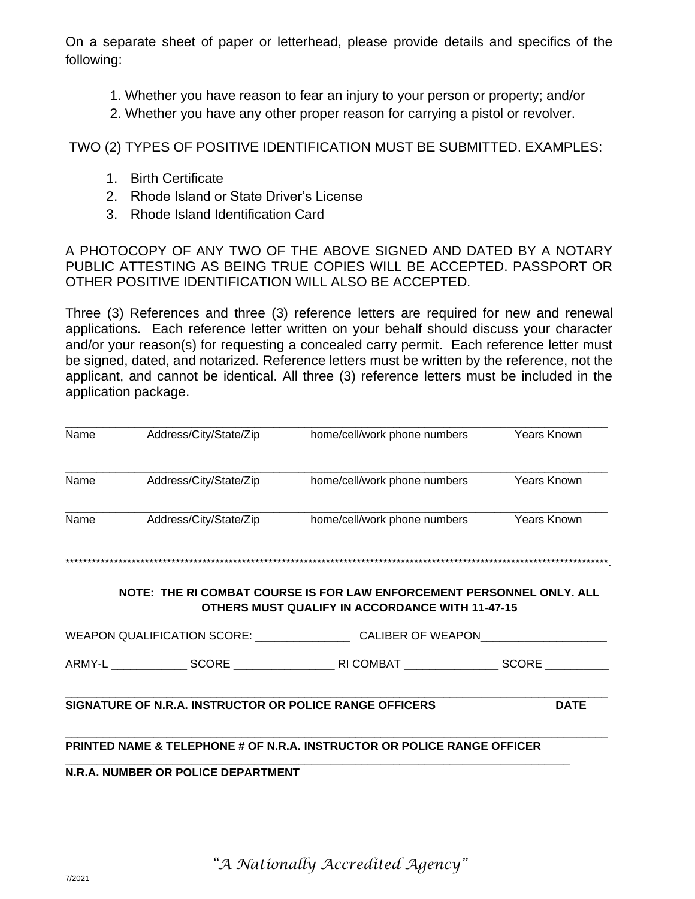On a separate sheet of paper or letterhead, please provide details and specifics of the following:

1. Whether you have reason to fear an injury to your person or property; and/or
2. Whether you have any other proper reason for carrying a pistol or revolver.

TWO (2) TYPES OF POSITIVE IDENTIFICATION MUST BE SUBMITTED. EXAMPLES:

1. Birth Certificate
2. Rhode Island or State Driver's License
3. Rhode Island Identification Card

A PHOTOCOPY OF ANY TWO OF THE ABOVE SIGNED AND DATED BY A NOTARY PUBLIC ATTESTING AS BEING TRUE COPIES WILL BE ACCEPTED. PASSPORT OR OTHER POSITIVE IDENTIFICATION WILL ALSO BE ACCEPTED.

Three (3) References and three (3) reference letters are required for new and renewal applications. Each reference letter written on your behalf should discuss your character and/or your reason(s) for requesting a concealed carry permit. Each reference letter must be signed, dated, and notarized. Reference letters must be written by the reference, not the applicant, and cannot be identical. All three (3) reference letters must be included in the application package.

______________________________________________________________________________
Name          Address/City/State/Zip          home/cell/work phone numbers          Years Known

______________________________________________________________________________
Name          Address/City/State/Zip          home/cell/work phone numbers          Years Known

______________________________________________________________________________
Name          Address/City/State/Zip          home/cell/work phone numbers          Years Known

******************************************************************************************************************************.

**NOTE: THE RI COMBAT COURSE IS FOR LAW ENFORCEMENT PERSONNEL ONLY. ALL OTHERS MUST QUALIFY IN ACCORDANCE WITH 11-47-15**

WEAPON QUALIFICATION SCORE: _______________ CALIBER OF WEAPON____________________

ARMY-L ____________ SCORE ________________ RI COMBAT _______________ SCORE __________

______________________________________________________________________________
**SIGNATURE OF N.R.A. INSTRUCTOR OR POLICE RANGE OFFICERS          DATE**

______________________________________________________________________________
**PRINTED NAME & TELEPHONE # OF N.R.A. INSTRUCTOR OR POLICE RANGE OFFICER**

______________________________________________________________________________
**N.R.A. NUMBER OR POLICE DEPARTMENT**

*"A Nationally Accredited Agency"*

7/2021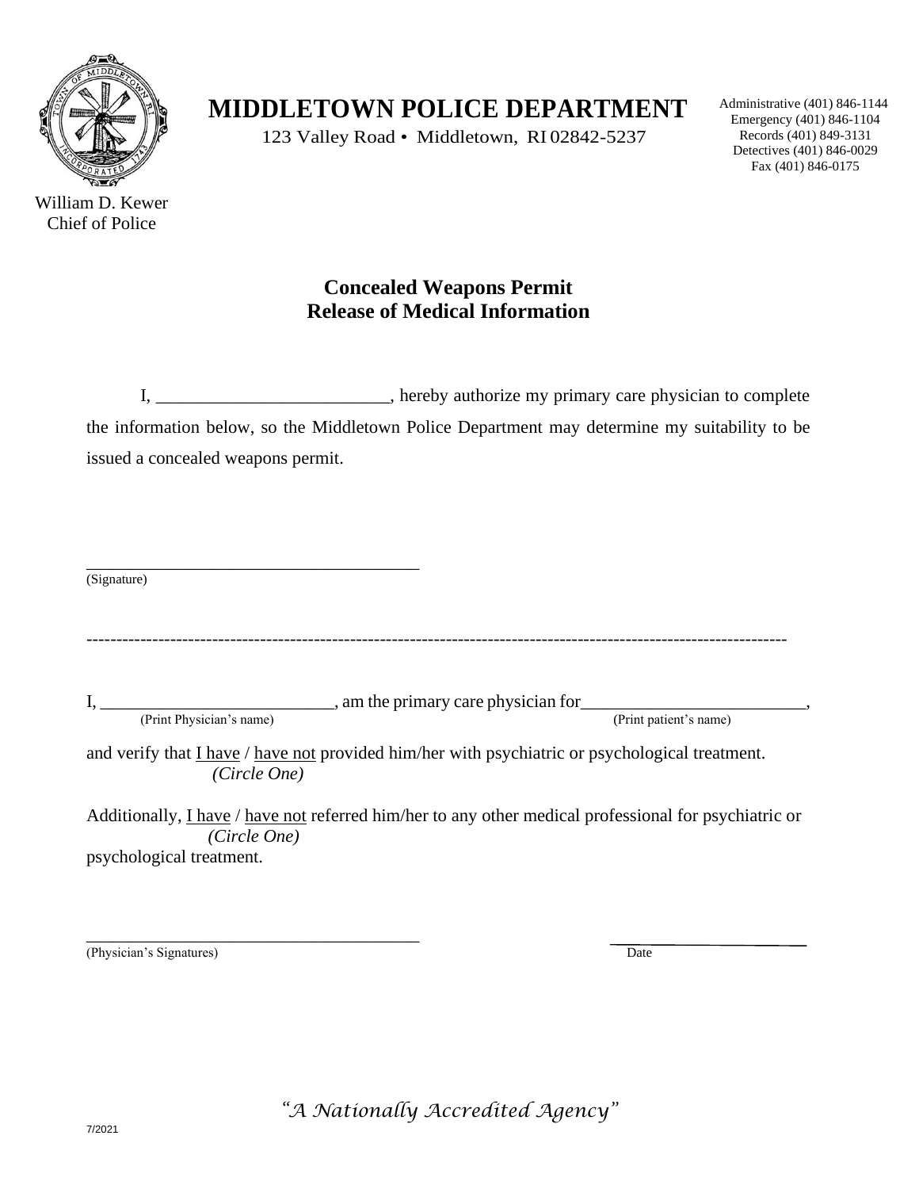# MIDDLETOWN POLICE DEPARTMENT

123 Valley Road • Middletown, RI 02842-5237

Administrative (401) 846-1144
Emergency (401) 846-1104
Records (401) 849-3131
Detectives (401) 846-0029
Fax (401) 846-0175

William D. Kewer
Chief of Police

## Concealed Weapons Permit
## Release of Medical Information

I, _________________________, hereby authorize my primary care physician to complete the information below, so the Middletown Police Department may determine my suitability to be issued a concealed weapons permit.

______________________________________
(Signature)

----------------------------------------------------------------------------------------------------------------

I, __________________________, am the primary care physician for_________________________,
(Print Physician's name) (Print patient's name)

and verify that I have / have not provided him/her with psychiatric or psychological treatment.
*(Circle One)*

Additionally, I have / have not referred him/her to any other medical professional for psychiatric or psychological treatment.
*(Circle One)*

______________________________________ ______________________
(Physician's Signatures) Date

*"A Nationally Accredited Agency"*

7/2021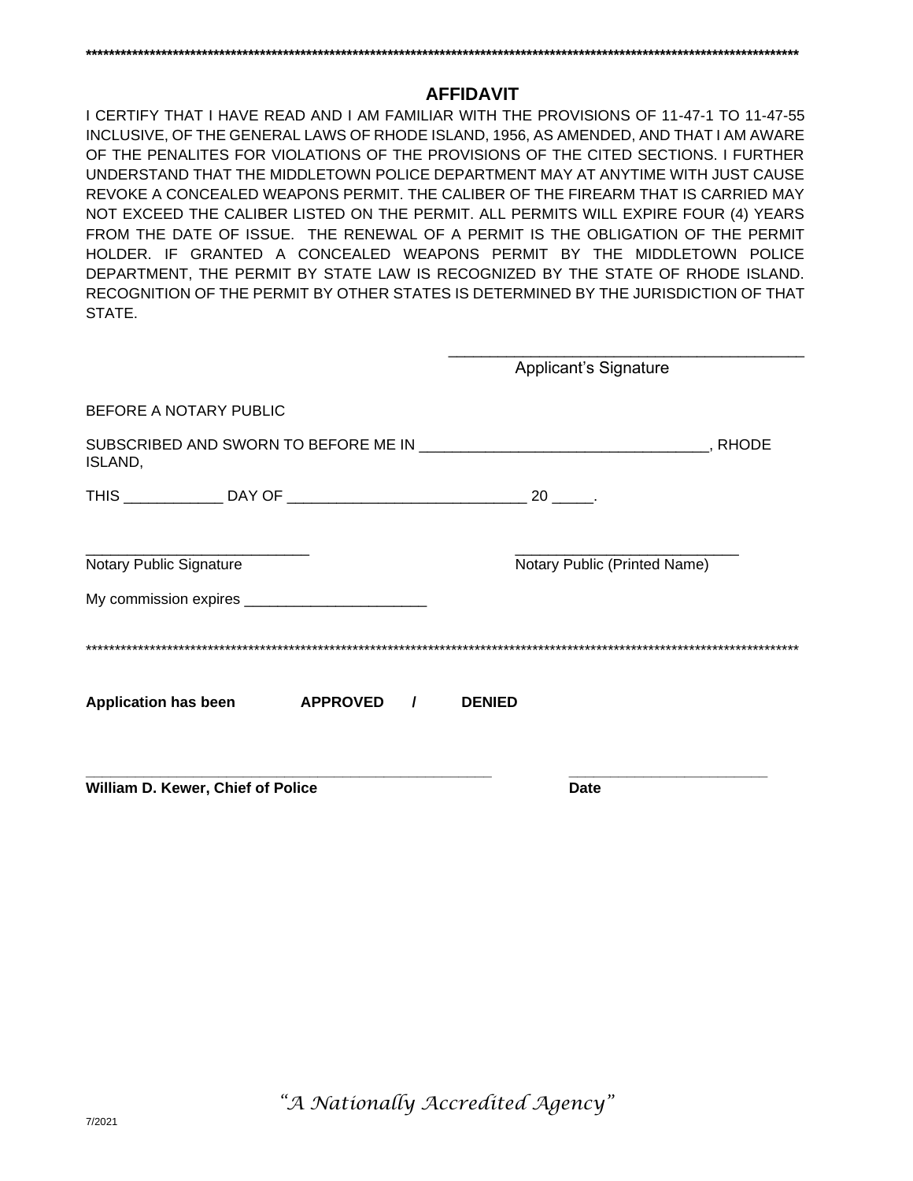*******************************************************************************************************************************

## AFFIDAVIT

I CERTIFY THAT I HAVE READ AND I AM FAMILIAR WITH THE PROVISIONS OF 11-47-1 TO 11-47-55 INCLUSIVE, OF THE GENERAL LAWS OF RHODE ISLAND, 1956, AS AMENDED, AND THAT I AM AWARE OF THE PENALITES FOR VIOLATIONS OF THE PROVISIONS OF THE CITED SECTIONS. I FURTHER UNDERSTAND THAT THE MIDDLETOWN POLICE DEPARTMENT MAY AT ANYTIME WITH JUST CAUSE REVOKE A CONCEALED WEAPONS PERMIT. THE CALIBER OF THE FIREARM THAT IS CARRIED MAY NOT EXCEED THE CALIBER LISTED ON THE PERMIT. ALL PERMITS WILL EXPIRE FOUR (4) YEARS FROM THE DATE OF ISSUE. THE RENEWAL OF A PERMIT IS THE OBLIGATION OF THE PERMIT HOLDER. IF GRANTED A CONCEALED WEAPONS PERMIT BY THE MIDDLETOWN POLICE DEPARTMENT, THE PERMIT BY STATE LAW IS RECOGNIZED BY THE STATE OF RHODE ISLAND. RECOGNITION OF THE PERMIT BY OTHER STATES IS DETERMINED BY THE JURISDICTION OF THAT STATE.

\_\_\_\_\_\_\_\_\_\_\_\_\_\_\_\_\_\_\_\_\_\_\_\_\_\_\_\_\_\_\_\_\_\_\_\_\_\_\_\_
Applicant's Signature

BEFORE A NOTARY PUBLIC

SUBSCRIBED AND SWORN TO BEFORE ME IN \_\_\_\_\_\_\_\_\_\_\_\_\_\_\_\_\_\_\_\_\_\_\_\_\_\_\_\_\_\_\_\_\_\_, RHODE ISLAND,

THIS \_\_\_\_\_\_\_\_\_\_\_\_ DAY OF \_\_\_\_\_\_\_\_\_\_\_\_\_\_\_\_\_\_\_\_\_\_\_\_\_\_\_\_\_ 20 \_\_\_\_\_.

\_\_\_\_\_\_\_\_\_\_\_\_\_\_\_\_\_\_\_\_\_\_\_\_\_\_\_ \_\_\_\_\_\_\_\_\_\_\_\_\_\_\_\_\_\_\_\_\_\_\_\_\_\_\_
Notary Public Signature Notary Public (Printed Name)

My commission expires \_\_\_\_\_\_\_\_\_\_\_\_\_\_\_\_\_\_\_\_\_\_

*******************************************************************************************************************************

**Application has been APPROVED / DENIED**

\_\_\_\_\_\_\_\_\_\_\_\_\_\_\_\_\_\_\_\_\_\_\_\_\_\_\_\_\_\_\_\_\_\_\_\_\_\_\_\_\_\_\_\_\_\_\_\_\_\_ \_\_\_\_\_\_\_\_\_\_\_\_\_\_\_\_\_\_\_\_\_\_\_\_\_
**William D. Kewer, Chief of Police** **Date**

*"A Nationally Accredited Agency"*

7/2021